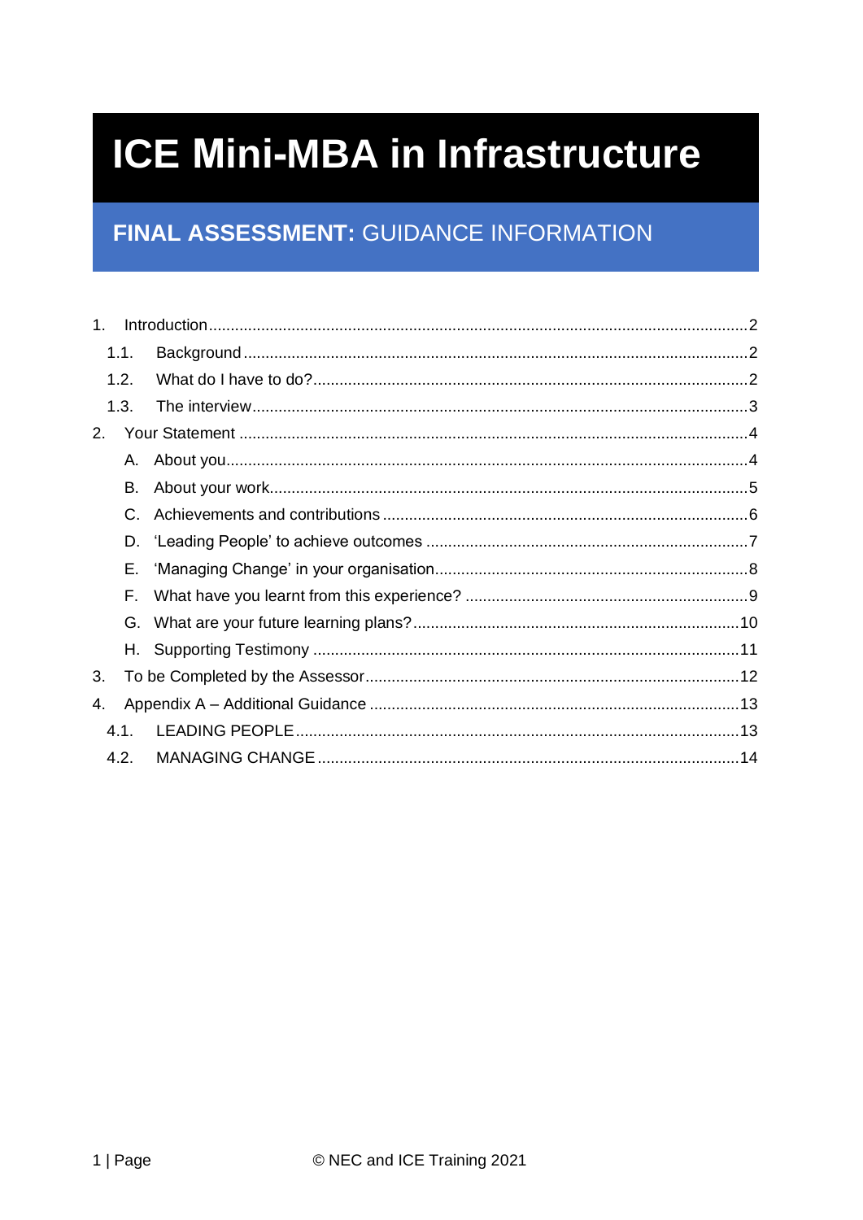# ICE Mini-MBA in Infrastructure

## FINAL ASSESSMENT: GUIDANCE INFORMATION

1. Introduction ..... 2
   - 1.1. Background ..... 2
   - 1.2. What do I have to do? ..... 2
   - 1.3. The interview ..... 3
2. Your Statement ..... 4
   - A. About you ..... 4
   - B. About your work ..... 5
   - C. Achievements and contributions ..... 6
   - D. 'Leading People' to achieve outcomes ..... 7
   - E. 'Managing Change' in your organisation ..... 8
   - F. What have you learnt from this experience? ..... 9
   - G. What are your future learning plans? ..... 10
   - H. Supporting Testimony ..... 11
3. To be Completed by the Assessor ..... 12
4. Appendix A – Additional Guidance ..... 13
   - 4.1. LEADING PEOPLE ..... 13
   - 4.2. MANAGING CHANGE ..... 14

© NEC and ICE Training 2021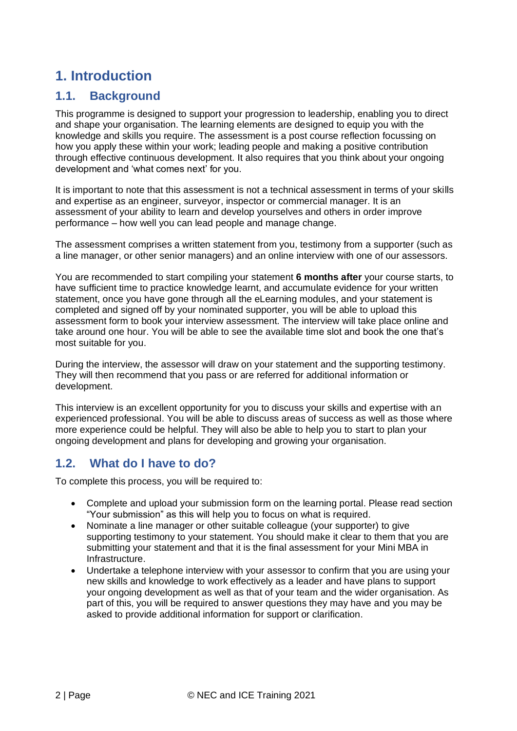# 1. Introduction

## 1.1. Background

This programme is designed to support your progression to leadership, enabling you to direct and shape your organisation. The learning elements are designed to equip you with the knowledge and skills you require. The assessment is a post course reflection focussing on how you apply these within your work; leading people and making a positive contribution through effective continuous development. It also requires that you think about your ongoing development and 'what comes next' for you.

It is important to note that this assessment is not a technical assessment in terms of your skills and expertise as an engineer, surveyor, inspector or commercial manager. It is an assessment of your ability to learn and develop yourselves and others in order improve performance – how well you can lead people and manage change.

The assessment comprises a written statement from you, testimony from a supporter (such as a line manager, or other senior managers) and an online interview with one of our assessors.

You are recommended to start compiling your statement **6 months after** your course starts, to have sufficient time to practice knowledge learnt, and accumulate evidence for your written statement, once you have gone through all the eLearning modules, and your statement is completed and signed off by your nominated supporter, you will be able to upload this assessment form to book your interview assessment. The interview will take place online and take around one hour. You will be able to see the available time slot and book the one that's most suitable for you.

During the interview, the assessor will draw on your statement and the supporting testimony. They will then recommend that you pass or are referred for additional information or development.

This interview is an excellent opportunity for you to discuss your skills and expertise with an experienced professional. You will be able to discuss areas of success as well as those where more experience could be helpful. They will also be able to help you to start to plan your ongoing development and plans for developing and growing your organisation.

## 1.2. What do I have to do?

To complete this process, you will be required to:

- Complete and upload your submission form on the learning portal. Please read section "Your submission" as this will help you to focus on what is required.
- Nominate a line manager or other suitable colleague (your supporter) to give supporting testimony to your statement. You should make it clear to them that you are submitting your statement and that it is the final assessment for your Mini MBA in Infrastructure.
- Undertake a telephone interview with your assessor to confirm that you are using your new skills and knowledge to work effectively as a leader and have plans to support your ongoing development as well as that of your team and the wider organisation. As part of this, you will be required to answer questions they may have and you may be asked to provide additional information for support or clarification.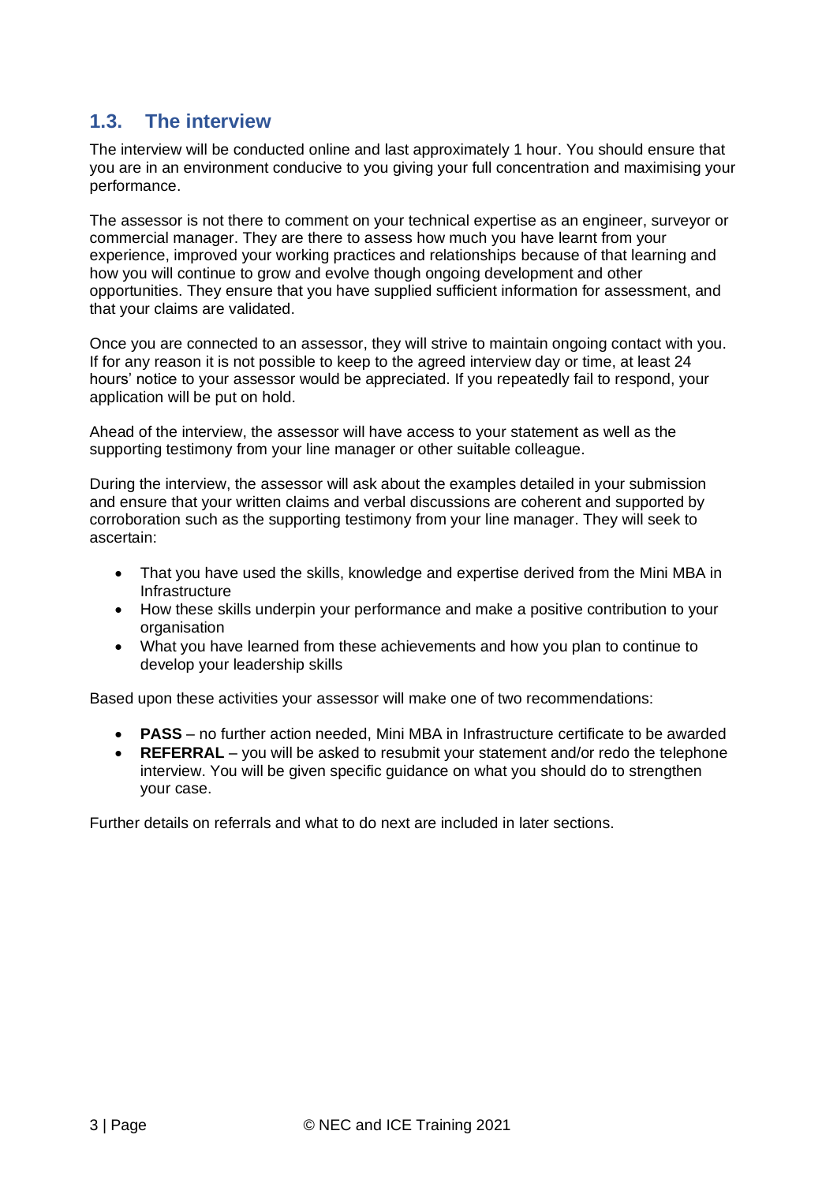## 1.3. The interview

The interview will be conducted online and last approximately 1 hour. You should ensure that you are in an environment conducive to you giving your full concentration and maximising your performance.

The assessor is not there to comment on your technical expertise as an engineer, surveyor or commercial manager. They are there to assess how much you have learnt from your experience, improved your working practices and relationships because of that learning and how you will continue to grow and evolve though ongoing development and other opportunities. They ensure that you have supplied sufficient information for assessment, and that your claims are validated.

Once you are connected to an assessor, they will strive to maintain ongoing contact with you. If for any reason it is not possible to keep to the agreed interview day or time, at least 24 hours' notice to your assessor would be appreciated. If you repeatedly fail to respond, your application will be put on hold.

Ahead of the interview, the assessor will have access to your statement as well as the supporting testimony from your line manager or other suitable colleague.

During the interview, the assessor will ask about the examples detailed in your submission and ensure that your written claims and verbal discussions are coherent and supported by corroboration such as the supporting testimony from your line manager. They will seek to ascertain:

- That you have used the skills, knowledge and expertise derived from the Mini MBA in Infrastructure
- How these skills underpin your performance and make a positive contribution to your organisation
- What you have learned from these achievements and how you plan to continue to develop your leadership skills

Based upon these activities your assessor will make one of two recommendations:

- **PASS** – no further action needed, Mini MBA in Infrastructure certificate to be awarded
- **REFERRAL** – you will be asked to resubmit your statement and/or redo the telephone interview. You will be given specific guidance on what you should do to strengthen your case.

Further details on referrals and what to do next are included in later sections.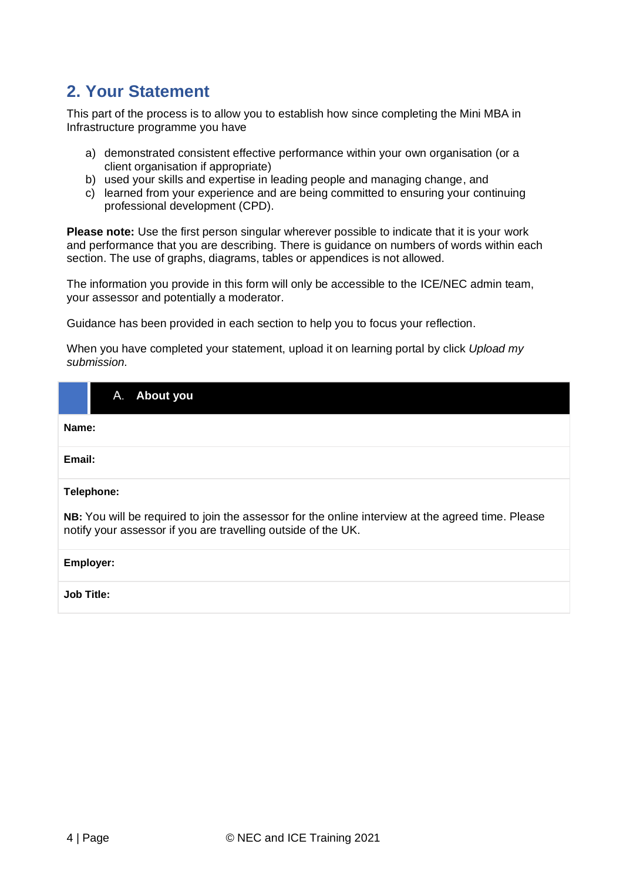## 2. Your Statement

This part of the process is to allow you to establish how since completing the Mini MBA in Infrastructure programme you have

a) demonstrated consistent effective performance within your own organisation (or a client organisation if appropriate)
b) used your skills and expertise in leading people and managing change, and
c) learned from your experience and are being committed to ensuring your continuing professional development (CPD).

**Please note:** Use the first person singular wherever possible to indicate that it is your work and performance that you are describing. There is guidance on numbers of words within each section. The use of graphs, diagrams, tables or appendices is not allowed.

The information you provide in this form will only be accessible to the ICE/NEC admin team, your assessor and potentially a moderator.

Guidance has been provided in each section to help you to focus your reflection.

When you have completed your statement, upload it on learning portal by click *Upload my submission.*

| A. About you |
| --- |
| **Name:** |
| **Email:** |
| **Telephone:**<br><br>**NB:** You will be required to join the assessor for the online interview at the agreed time. Please notify your assessor if you are travelling outside of the UK. |
| **Employer:** |
| **Job Title:** |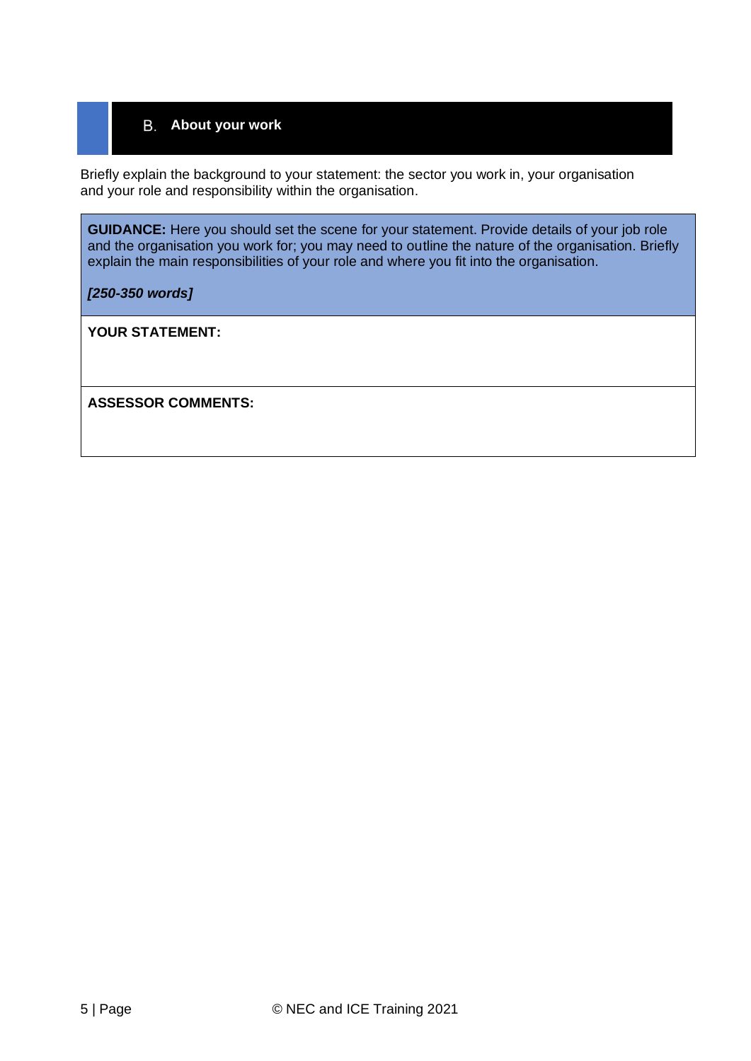## B. About your work

Briefly explain the background to your statement: the sector you work in, your organisation and your role and responsibility within the organisation.

| **GUIDANCE:** Here you should set the scene for your statement. Provide details of your job role and the organisation you work for; you may need to outline the nature of the organisation. Briefly explain the main responsibilities of your role and where you fit into the organisation.<br><br>***[250-350 words]*** |
| --- |
| **YOUR STATEMENT:** |
| **ASSESSOR COMMENTS:** |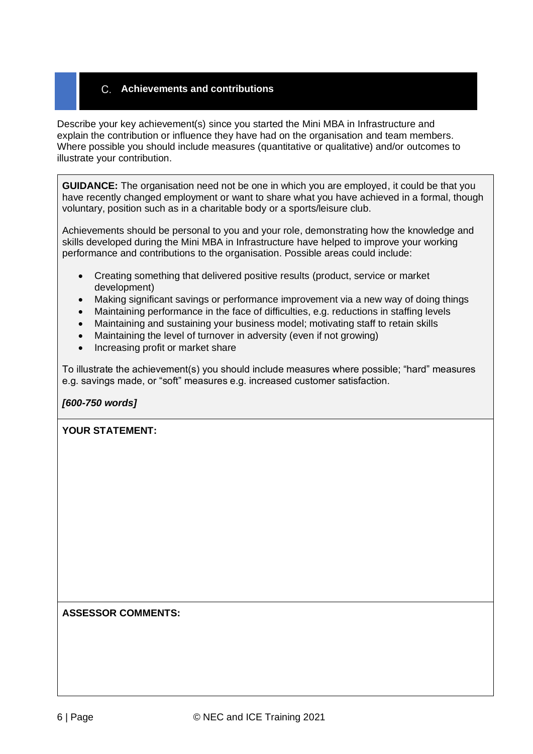## C. Achievements and contributions

Describe your key achievement(s) since you started the Mini MBA in Infrastructure and explain the contribution or influence they have had on the organisation and team members. Where possible you should include measures (quantitative or qualitative) and/or outcomes to illustrate your contribution.

**GUIDANCE:** The organisation need not be one in which you are employed, it could be that you have recently changed employment or want to share what you have achieved in a formal, though voluntary, position such as in a charitable body or a sports/leisure club.

Achievements should be personal to you and your role, demonstrating how the knowledge and skills developed during the Mini MBA in Infrastructure have helped to improve your working performance and contributions to the organisation. Possible areas could include:

- Creating something that delivered positive results (product, service or market development)
- Making significant savings or performance improvement via a new way of doing things
- Maintaining performance in the face of difficulties, e.g. reductions in staffing levels
- Maintaining and sustaining your business model; motivating staff to retain skills
- Maintaining the level of turnover in adversity (even if not growing)
- Increasing profit or market share

To illustrate the achievement(s) you should include measures where possible; "hard" measures e.g. savings made, or "soft" measures e.g. increased customer satisfaction.

***[600-750 words]***

**YOUR STATEMENT:**

**ASSESSOR COMMENTS:**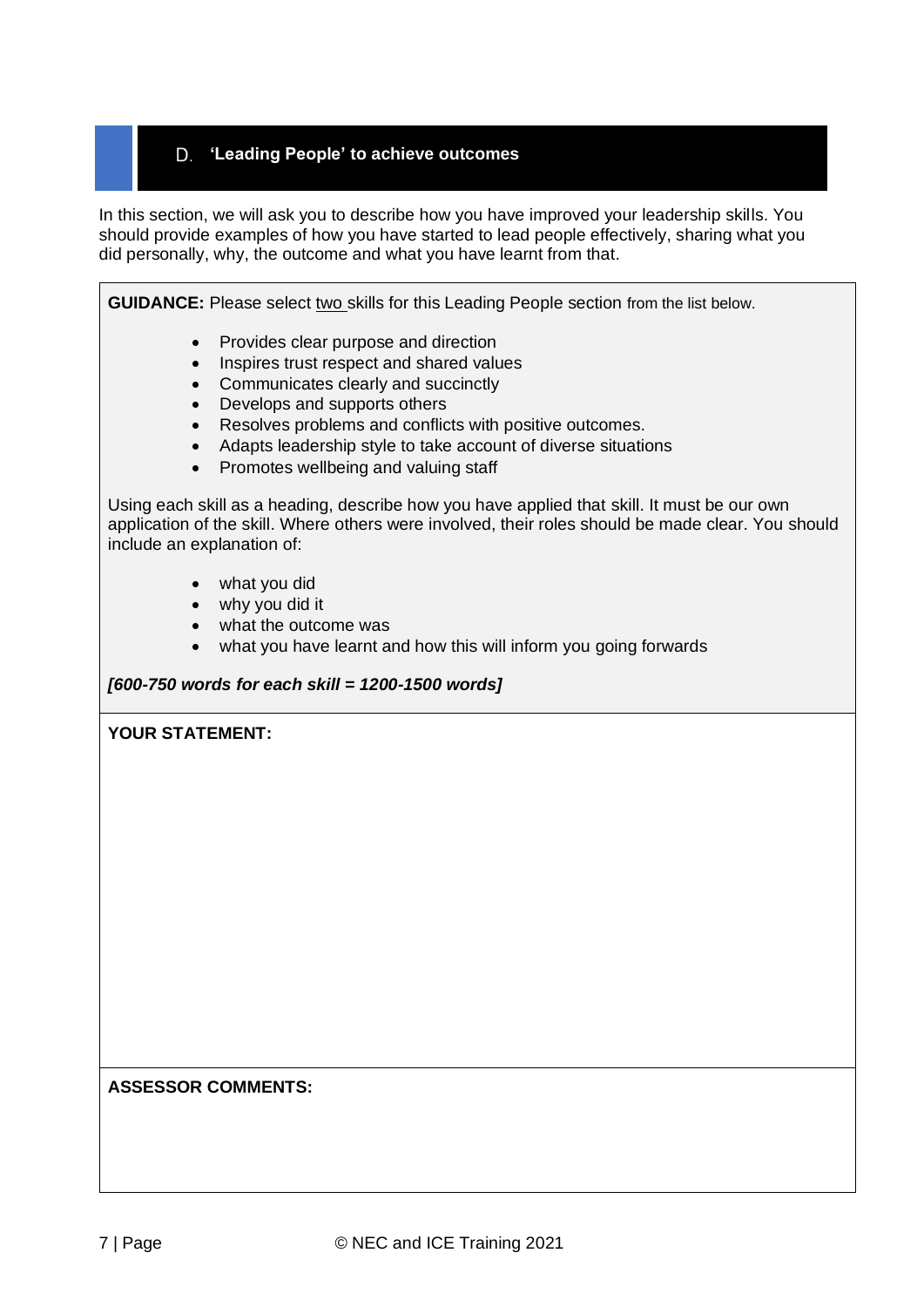## D. 'Leading People' to achieve outcomes

In this section, we will ask you to describe how you have improved your leadership skills. You should provide examples of how you have started to lead people effectively, sharing what you did personally, why, the outcome and what you have learnt from that.

**GUIDANCE:** Please select two skills for this Leading People section from the list below.

- Provides clear purpose and direction
- Inspires trust respect and shared values
- Communicates clearly and succinctly
- Develops and supports others
- Resolves problems and conflicts with positive outcomes.
- Adapts leadership style to take account of diverse situations
- Promotes wellbeing and valuing staff

Using each skill as a heading, describe how you have applied that skill. It must be our own application of the skill. Where others were involved, their roles should be made clear. You should include an explanation of:

- what you did
- why you did it
- what the outcome was
- what you have learnt and how this will inform you going forwards

***[600-750 words for each skill = 1200-1500 words]***

**YOUR STATEMENT:**

**ASSESSOR COMMENTS:**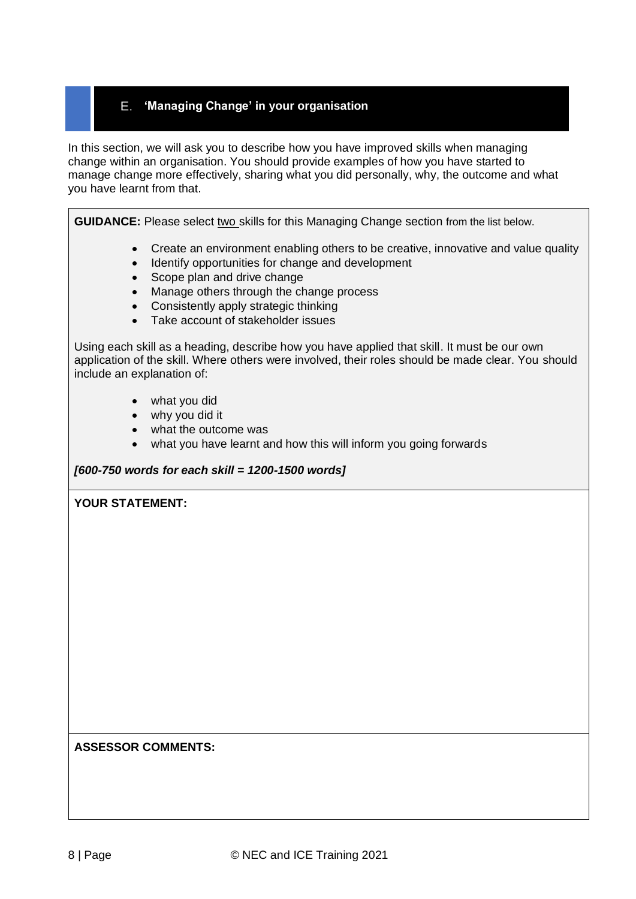## E. 'Managing Change' in your organisation

In this section, we will ask you to describe how you have improved skills when managing change within an organisation. You should provide examples of how you have started to manage change more effectively, sharing what you did personally, why, the outcome and what you have learnt from that.

**GUIDANCE:** Please select two skills for this Managing Change section from the list below.

- Create an environment enabling others to be creative, innovative and value quality
- Identify opportunities for change and development
- Scope plan and drive change
- Manage others through the change process
- Consistently apply strategic thinking
- Take account of stakeholder issues

Using each skill as a heading, describe how you have applied that skill. It must be our own application of the skill. Where others were involved, their roles should be made clear. You should include an explanation of:

- what you did
- why you did it
- what the outcome was
- what you have learnt and how this will inform you going forwards

***[600-750 words for each skill = 1200-1500 words]***

**YOUR STATEMENT:**

**ASSESSOR COMMENTS:**

© NEC and ICE Training 2021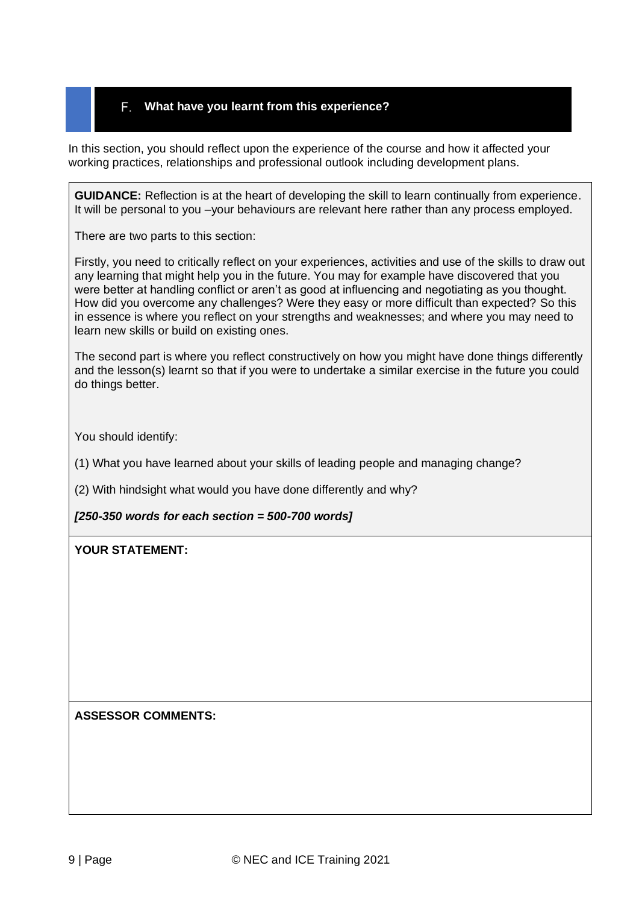## F. What have you learnt from this experience?

In this section, you should reflect upon the experience of the course and how it affected your working practices, relationships and professional outlook including development plans.

**GUIDANCE:** Reflection is at the heart of developing the skill to learn continually from experience. It will be personal to you –your behaviours are relevant here rather than any process employed.

There are two parts to this section:

Firstly, you need to critically reflect on your experiences, activities and use of the skills to draw out any learning that might help you in the future. You may for example have discovered that you were better at handling conflict or aren't as good at influencing and negotiating as you thought. How did you overcome any challenges? Were they easy or more difficult than expected? So this in essence is where you reflect on your strengths and weaknesses; and where you may need to learn new skills or build on existing ones.

The second part is where you reflect constructively on how you might have done things differently and the lesson(s) learnt so that if you were to undertake a similar exercise in the future you could do things better.

You should identify:

(1) What you have learned about your skills of leading people and managing change?

(2) With hindsight what would you have done differently and why?

***[250-350 words for each section = 500-700 words]***

**YOUR STATEMENT:**

**ASSESSOR COMMENTS:**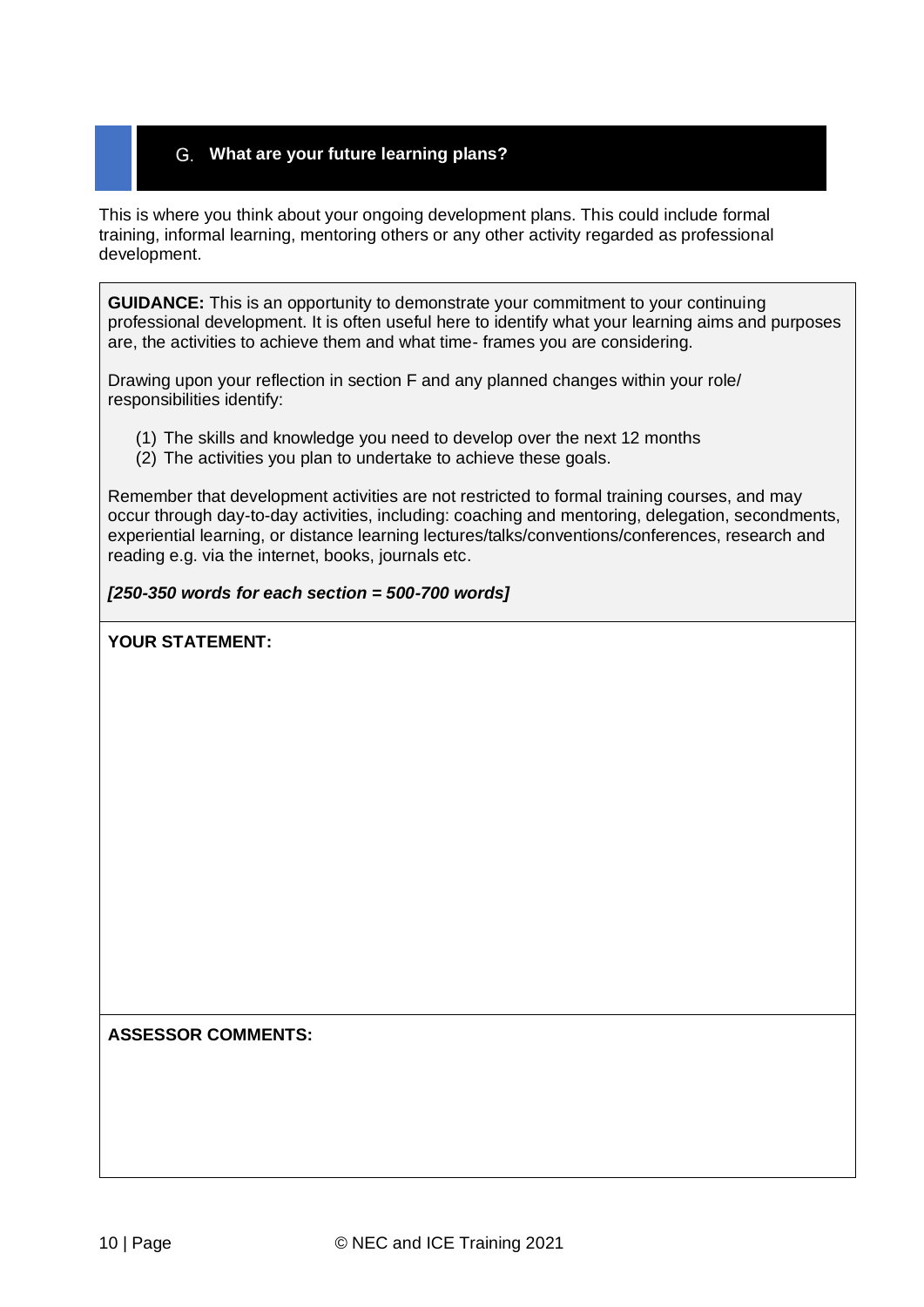## G. What are your future learning plans?

This is where you think about your ongoing development plans. This could include formal training, informal learning, mentoring others or any other activity regarded as professional development.

**GUIDANCE:** This is an opportunity to demonstrate your commitment to your continuing professional development. It is often useful here to identify what your learning aims and purposes are, the activities to achieve them and what time- frames you are considering.

Drawing upon your reflection in section F and any planned changes within your role/ responsibilities identify:

(1) The skills and knowledge you need to develop over the next 12 months
(2) The activities you plan to undertake to achieve these goals.

Remember that development activities are not restricted to formal training courses, and may occur through day-to-day activities, including: coaching and mentoring, delegation, secondments, experiential learning, or distance learning lectures/talks/conventions/conferences, research and reading e.g. via the internet, books, journals etc.

***[250-350 words for each section = 500-700 words]***

**YOUR STATEMENT:**

**ASSESSOR COMMENTS:**

© NEC and ICE Training 2021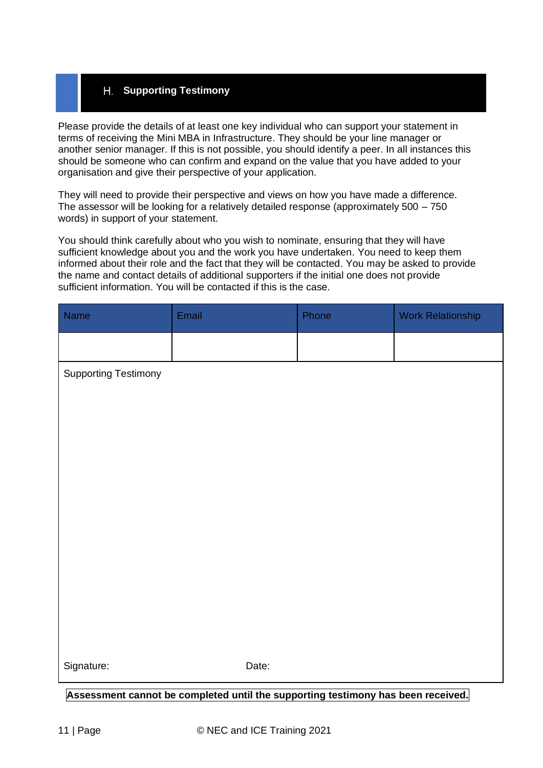## H. Supporting Testimony

Please provide the details of at least one key individual who can support your statement in terms of receiving the Mini MBA in Infrastructure. They should be your line manager or another senior manager. If this is not possible, you should identify a peer. In all instances this should be someone who can confirm and expand on the value that you have added to your organisation and give their perspective of your application.

They will need to provide their perspective and views on how you have made a difference. The assessor will be looking for a relatively detailed response (approximately 500 – 750 words) in support of your statement.

You should think carefully about who you wish to nominate, ensuring that they will have sufficient knowledge about you and the work you have undertaken. You need to keep them informed about their role and the fact that they will be contacted. You may be asked to provide the name and contact details of additional supporters if the initial one does not provide sufficient information. You will be contacted if this is the case.

| Name | Email | Phone | Work Relationship |
|---|---|---|---|
| | | | |

Supporting Testimony

Signature: Date:

**Assessment cannot be completed until the supporting testimony has been received.**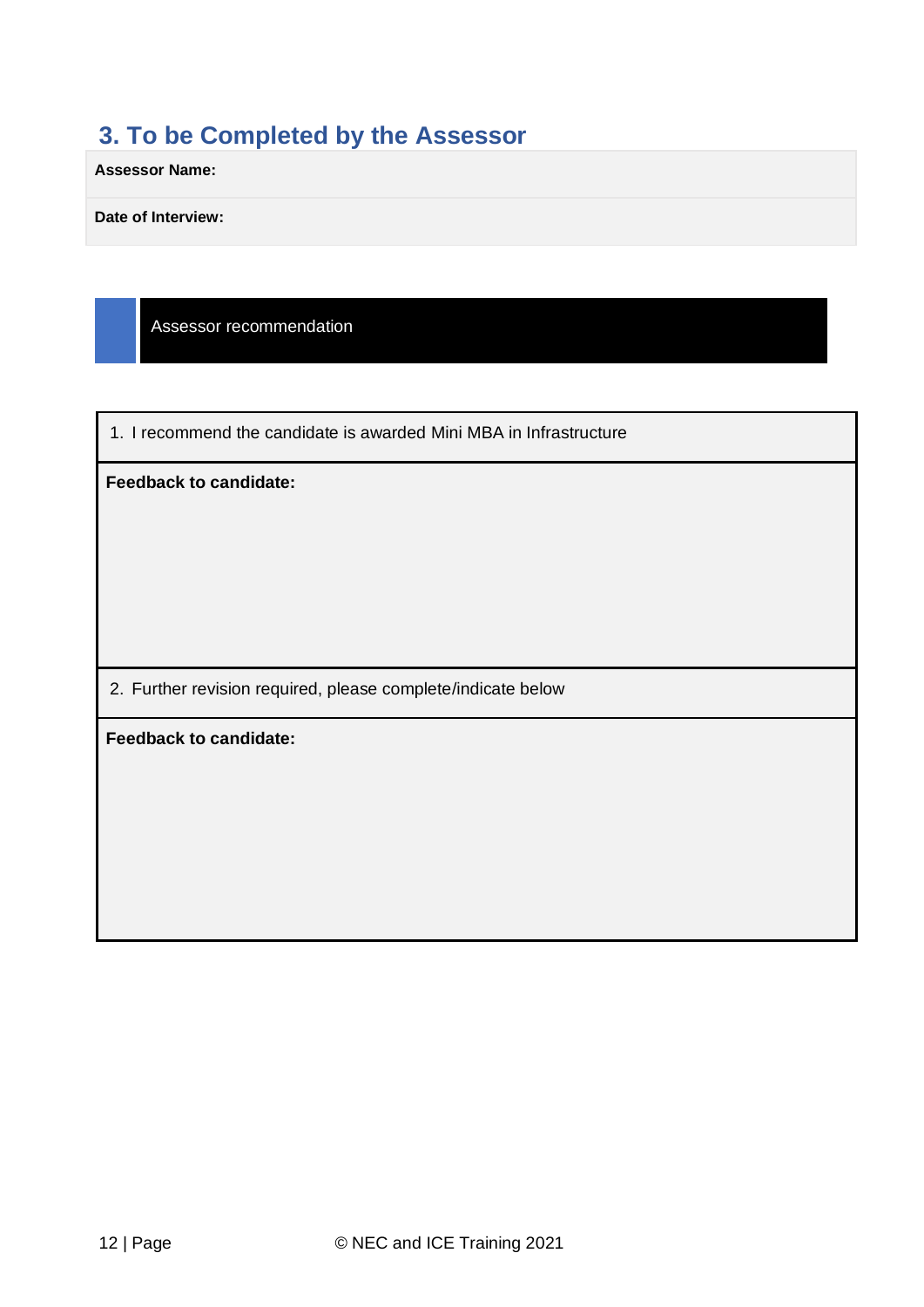## 3. To be Completed by the Assessor

| Assessor Name: |
| --- |
| Date of Interview: |

**Assessor recommendation**

| 1. I recommend the candidate is awarded Mini MBA in Infrastructure |
| --- |
| **Feedback to candidate:** |
| 2. Further revision required, please complete/indicate below |
| **Feedback to candidate:** |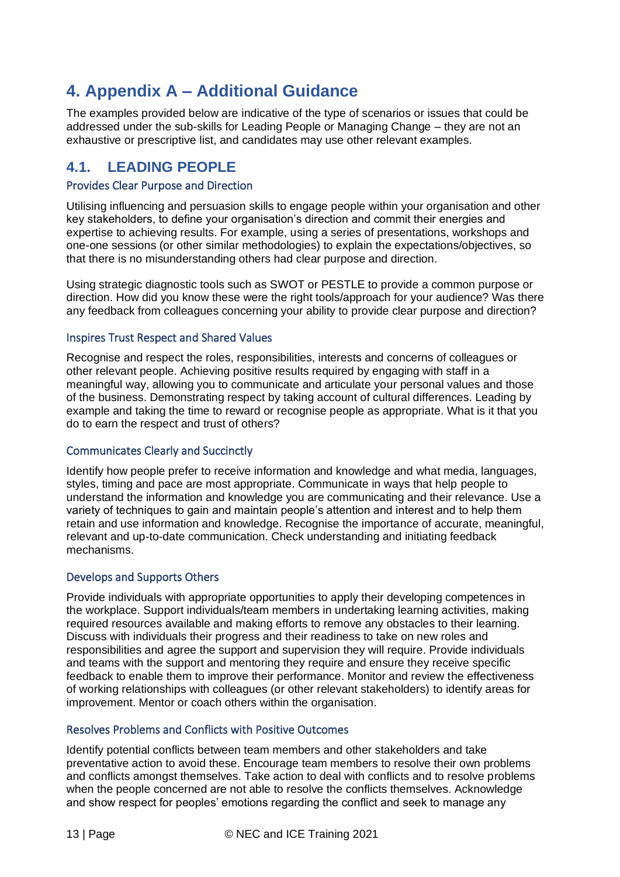# 4. Appendix A – Additional Guidance

The examples provided below are indicative of the type of scenarios or issues that could be addressed under the sub-skills for Leading People or Managing Change – they are not an exhaustive or prescriptive list, and candidates may use other relevant examples.

## 4.1. LEADING PEOPLE

### Provides Clear Purpose and Direction

Utilising influencing and persuasion skills to engage people within your organisation and other key stakeholders, to define your organisation's direction and commit their energies and expertise to achieving results. For example, using a series of presentations, workshops and one-one sessions (or other similar methodologies) to explain the expectations/objectives, so that there is no misunderstanding others had clear purpose and direction.

Using strategic diagnostic tools such as SWOT or PESTLE to provide a common purpose or direction. How did you know these were the right tools/approach for your audience? Was there any feedback from colleagues concerning your ability to provide clear purpose and direction?

### Inspires Trust Respect and Shared Values

Recognise and respect the roles, responsibilities, interests and concerns of colleagues or other relevant people. Achieving positive results required by engaging with staff in a meaningful way, allowing you to communicate and articulate your personal values and those of the business. Demonstrating respect by taking account of cultural differences. Leading by example and taking the time to reward or recognise people as appropriate. What is it that you do to earn the respect and trust of others?

### Communicates Clearly and Succinctly

Identify how people prefer to receive information and knowledge and what media, languages, styles, timing and pace are most appropriate. Communicate in ways that help people to understand the information and knowledge you are communicating and their relevance. Use a variety of techniques to gain and maintain people's attention and interest and to help them retain and use information and knowledge. Recognise the importance of accurate, meaningful, relevant and up-to-date communication. Check understanding and initiating feedback mechanisms.

### Develops and Supports Others

Provide individuals with appropriate opportunities to apply their developing competences in the workplace. Support individuals/team members in undertaking learning activities, making required resources available and making efforts to remove any obstacles to their learning. Discuss with individuals their progress and their readiness to take on new roles and responsibilities and agree the support and supervision they will require. Provide individuals and teams with the support and mentoring they require and ensure they receive specific feedback to enable them to improve their performance. Monitor and review the effectiveness of working relationships with colleagues (or other relevant stakeholders) to identify areas for improvement. Mentor or coach others within the organisation.

### Resolves Problems and Conflicts with Positive Outcomes

Identify potential conflicts between team members and other stakeholders and take preventative action to avoid these. Encourage team members to resolve their own problems and conflicts amongst themselves. Take action to deal with conflicts and to resolve problems when the people concerned are not able to resolve the conflicts themselves. Acknowledge and show respect for peoples' emotions regarding the conflict and seek to manage any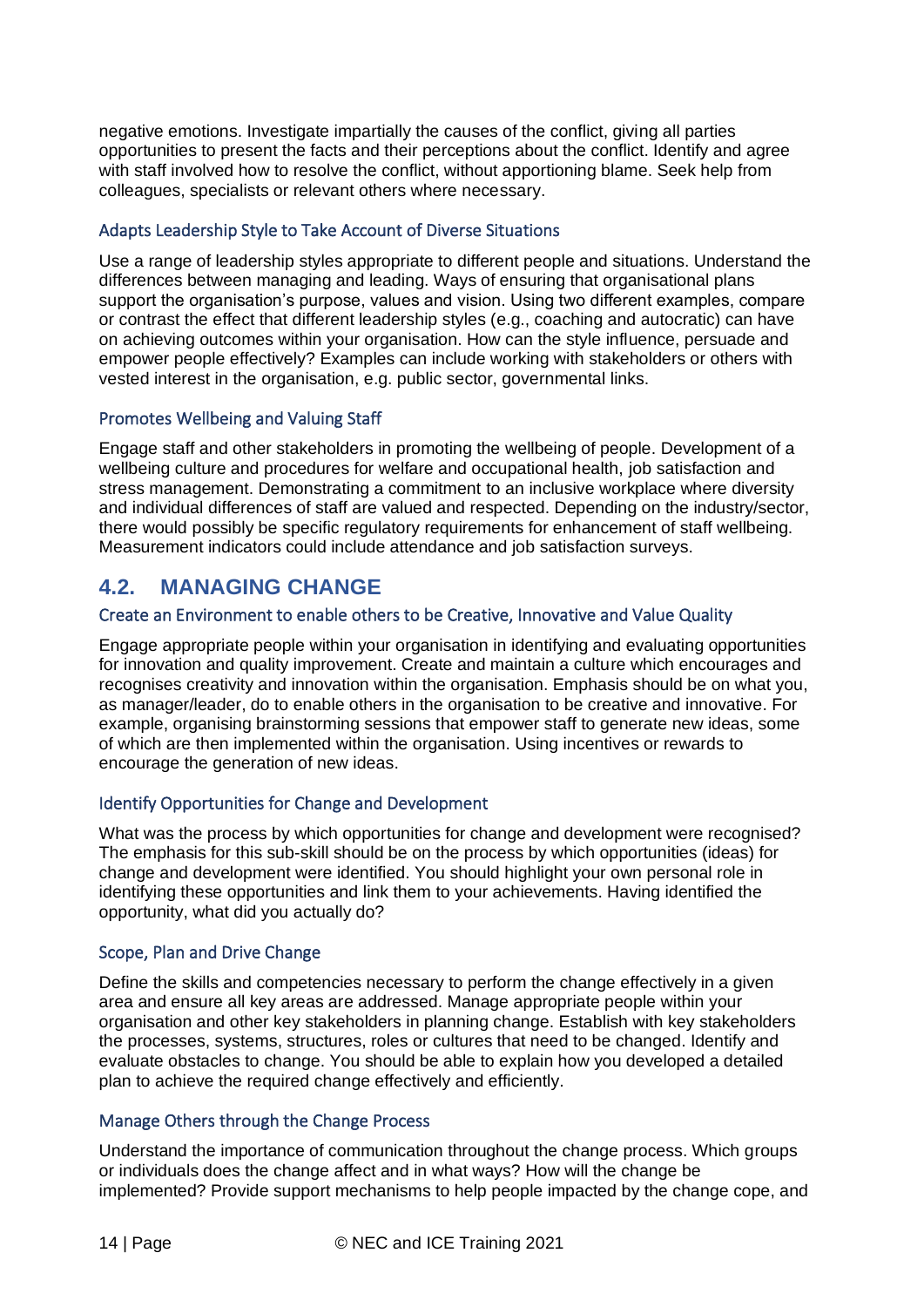negative emotions. Investigate impartially the causes of the conflict, giving all parties opportunities to present the facts and their perceptions about the conflict. Identify and agree with staff involved how to resolve the conflict, without apportioning blame. Seek help from colleagues, specialists or relevant others where necessary.

### Adapts Leadership Style to Take Account of Diverse Situations

Use a range of leadership styles appropriate to different people and situations. Understand the differences between managing and leading. Ways of ensuring that organisational plans support the organisation's purpose, values and vision. Using two different examples, compare or contrast the effect that different leadership styles (e.g., coaching and autocratic) can have on achieving outcomes within your organisation. How can the style influence, persuade and empower people effectively? Examples can include working with stakeholders or others with vested interest in the organisation, e.g. public sector, governmental links.

### Promotes Wellbeing and Valuing Staff

Engage staff and other stakeholders in promoting the wellbeing of people. Development of a wellbeing culture and procedures for welfare and occupational health, job satisfaction and stress management. Demonstrating a commitment to an inclusive workplace where diversity and individual differences of staff are valued and respected. Depending on the industry/sector, there would possibly be specific regulatory requirements for enhancement of staff wellbeing. Measurement indicators could include attendance and job satisfaction surveys.

## 4.2. MANAGING CHANGE

### Create an Environment to enable others to be Creative, Innovative and Value Quality

Engage appropriate people within your organisation in identifying and evaluating opportunities for innovation and quality improvement. Create and maintain a culture which encourages and recognises creativity and innovation within the organisation. Emphasis should be on what you, as manager/leader, do to enable others in the organisation to be creative and innovative. For example, organising brainstorming sessions that empower staff to generate new ideas, some of which are then implemented within the organisation. Using incentives or rewards to encourage the generation of new ideas.

### Identify Opportunities for Change and Development

What was the process by which opportunities for change and development were recognised? The emphasis for this sub-skill should be on the process by which opportunities (ideas) for change and development were identified. You should highlight your own personal role in identifying these opportunities and link them to your achievements. Having identified the opportunity, what did you actually do?

### Scope, Plan and Drive Change

Define the skills and competencies necessary to perform the change effectively in a given area and ensure all key areas are addressed. Manage appropriate people within your organisation and other key stakeholders in planning change. Establish with key stakeholders the processes, systems, structures, roles or cultures that need to be changed. Identify and evaluate obstacles to change. You should be able to explain how you developed a detailed plan to achieve the required change effectively and efficiently.

### Manage Others through the Change Process

Understand the importance of communication throughout the change process. Which groups or individuals does the change affect and in what ways? How will the change be implemented? Provide support mechanisms to help people impacted by the change cope, and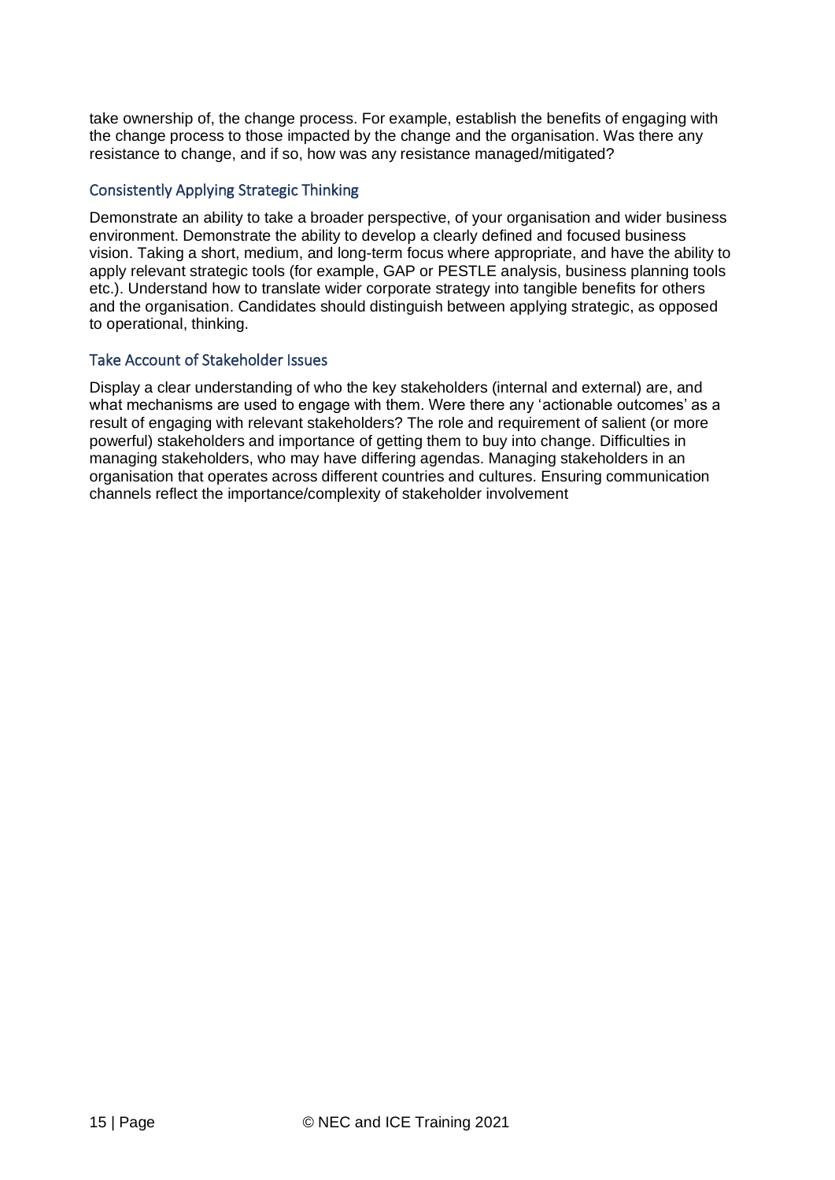take ownership of, the change process. For example, establish the benefits of engaging with the change process to those impacted by the change and the organisation. Was there any resistance to change, and if so, how was any resistance managed/mitigated?

### Consistently Applying Strategic Thinking

Demonstrate an ability to take a broader perspective, of your organisation and wider business environment. Demonstrate the ability to develop a clearly defined and focused business vision. Taking a short, medium, and long-term focus where appropriate, and have the ability to apply relevant strategic tools (for example, GAP or PESTLE analysis, business planning tools etc.). Understand how to translate wider corporate strategy into tangible benefits for others and the organisation. Candidates should distinguish between applying strategic, as opposed to operational, thinking.

### Take Account of Stakeholder Issues

Display a clear understanding of who the key stakeholders (internal and external) are, and what mechanisms are used to engage with them. Were there any 'actionable outcomes' as a result of engaging with relevant stakeholders? The role and requirement of salient (or more powerful) stakeholders and importance of getting them to buy into change. Difficulties in managing stakeholders, who may have differing agendas. Managing stakeholders in an organisation that operates across different countries and cultures. Ensuring communication channels reflect the importance/complexity of stakeholder involvement